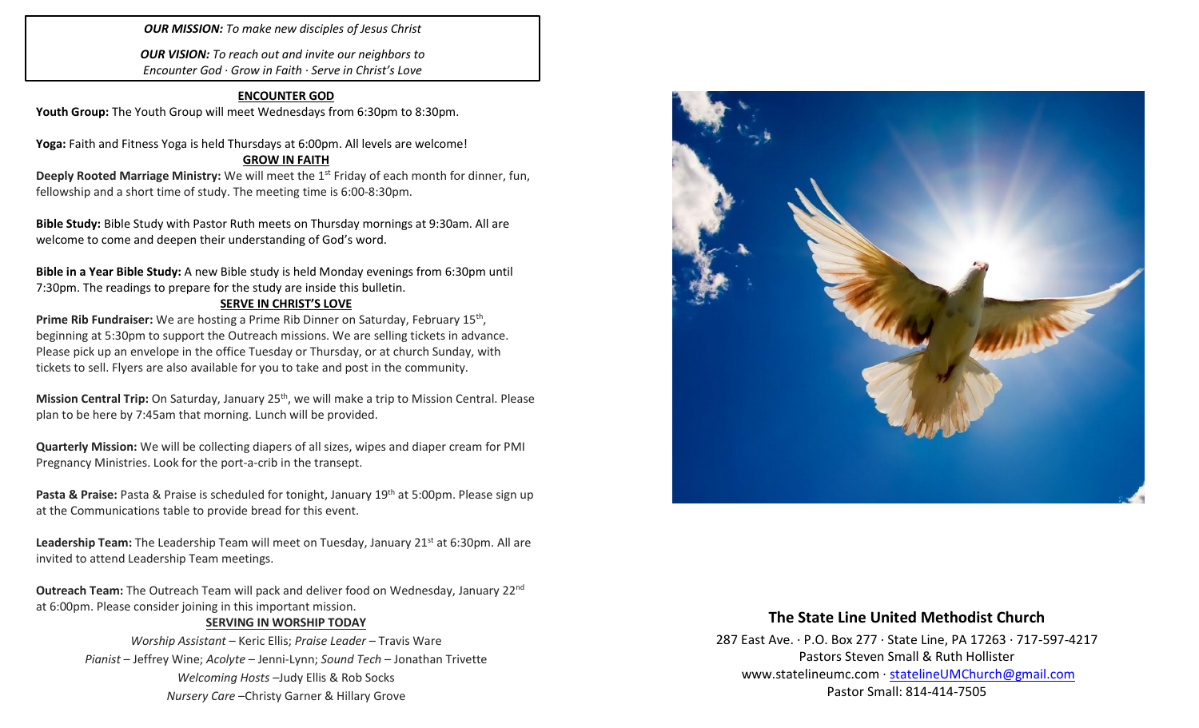***OUR MISSION:*** *To make new disciples of Jesus Christ*

***OUR VISION:*** *To reach out and invite our neighbors to Encounter God · Grow in Faith · Serve in Christ's Love*

## ENCOUNTER GOD

**Youth Group:** The Youth Group will meet Wednesdays from 6:30pm to 8:30pm.

**Yoga:** Faith and Fitness Yoga is held Thursdays at 6:00pm. All levels are welcome!

## GROW IN FAITH

**Deeply Rooted Marriage Ministry:** We will meet the 1st Friday of each month for dinner, fun, fellowship and a short time of study. The meeting time is 6:00-8:30pm.

**Bible Study:** Bible Study with Pastor Ruth meets on Thursday mornings at 9:30am. All are welcome to come and deepen their understanding of God's word.

**Bible in a Year Bible Study:** A new Bible study is held Monday evenings from 6:30pm until 7:30pm. The readings to prepare for the study are inside this bulletin.

## SERVE IN CHRIST'S LOVE

**Prime Rib Fundraiser:** We are hosting a Prime Rib Dinner on Saturday, February 15th, beginning at 5:30pm to support the Outreach missions. We are selling tickets in advance. Please pick up an envelope in the office Tuesday or Thursday, or at church Sunday, with tickets to sell. Flyers are also available for you to take and post in the community.

**Mission Central Trip:** On Saturday, January 25th, we will make a trip to Mission Central. Please plan to be here by 7:45am that morning. Lunch will be provided.

**Quarterly Mission:** We will be collecting diapers of all sizes, wipes and diaper cream for PMI Pregnancy Ministries. Look for the port-a-crib in the transept.

**Pasta & Praise:** Pasta & Praise is scheduled for tonight, January 19th at 5:00pm. Please sign up at the Communications table to provide bread for this event.

**Leadership Team:** The Leadership Team will meet on Tuesday, January 21st at 6:30pm. All are invited to attend Leadership Team meetings.

**Outreach Team:** The Outreach Team will pack and deliver food on Wednesday, January 22nd at 6:00pm. Please consider joining in this important mission.

## SERVING IN WORSHIP TODAY

*Worship Assistant* – Keric Ellis; *Praise Leader* – Travis Ware
*Pianist* – Jeffrey Wine; *Acolyte* – Jenni-Lynn; *Sound Tech* – Jonathan Trivette
*Welcoming Hosts* –Judy Ellis & Rob Socks
*Nursery Care* –Christy Garner & Hillary Grove

## The State Line United Methodist Church

287 East Ave. · P.O. Box 277 · State Line, PA 17263 · 717-597-4217
Pastors Steven Small & Ruth Hollister
www.statelineumc.com · statelineUMChurch@gmail.com
Pastor Small: 814-414-7505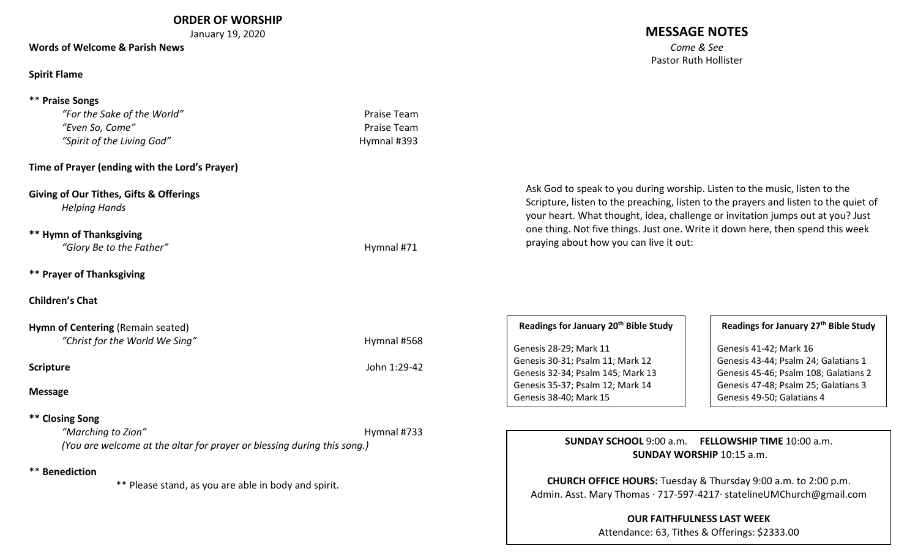## ORDER OF WORSHIP

January 19, 2020

**Words of Welcome & Parish News**

**Spirit Flame**

** **Praise Songs**

| | |
|---|---|
| *"For the Sake of the World"* | Praise Team |
| *"Even So, Come"* | Praise Team |
| *"Spirit of the Living God"* | Hymnal #393 |

**Time of Prayer (ending with the Lord's Prayer)**

**Giving of Our Tithes, Gifts & Offerings**

*Helping Hands*

**** Hymn of Thanksgiving**

*"Glory Be to the Father"* Hymnal #71

**** Prayer of Thanksgiving**

**Children's Chat**

**Hymn of Centering** (Remain seated)

*"Christ for the World We Sing"* Hymnal #568

**Scripture** John 1:29-42

**Message**

**** Closing Song**

*"Marching to Zion"* Hymnal #733

*(You are welcome at the altar for prayer or blessing during this song.)*

** **Benediction**

** Please stand, as you are able in body and spirit.

## MESSAGE NOTES

*Come & See*

Pastor Ruth Hollister

Ask God to speak to you during worship. Listen to the music, listen to the Scripture, listen to the preaching, listen to the prayers and listen to the quiet of your heart. What thought, idea, challenge or invitation jumps out at you? Just one thing. Not five things. Just one. Write it down here, then spend this week praying about how you can live it out:

**Readings for January 20th Bible Study**

Genesis 28-29; Mark 11
Genesis 30-31; Psalm 11; Mark 12
Genesis 32-34; Psalm 145; Mark 13
Genesis 35-37; Psalm 12; Mark 14
Genesis 38-40; Mark 15

**Readings for January 27th Bible Study**

Genesis 41-42; Mark 16
Genesis 43-44; Psalm 24; Galatians 1
Genesis 45-46; Psalm 108; Galatians 2
Genesis 47-48; Psalm 25; Galatians 3
Genesis 49-50; Galatians 4

**SUNDAY SCHOOL** 9:00 a.m. **FELLOWSHIP TIME** 10:00 a.m.
**SUNDAY WORSHIP** 10:15 a.m.

**CHURCH OFFICE HOURS:** Tuesday & Thursday 9:00 a.m. to 2:00 p.m.
Admin. Asst. Mary Thomas · 717-597-4217· statelineUMChurch@gmail.com

**OUR FAITHFULNESS LAST WEEK**
Attendance: 63, Tithes & Offerings: $2333.00